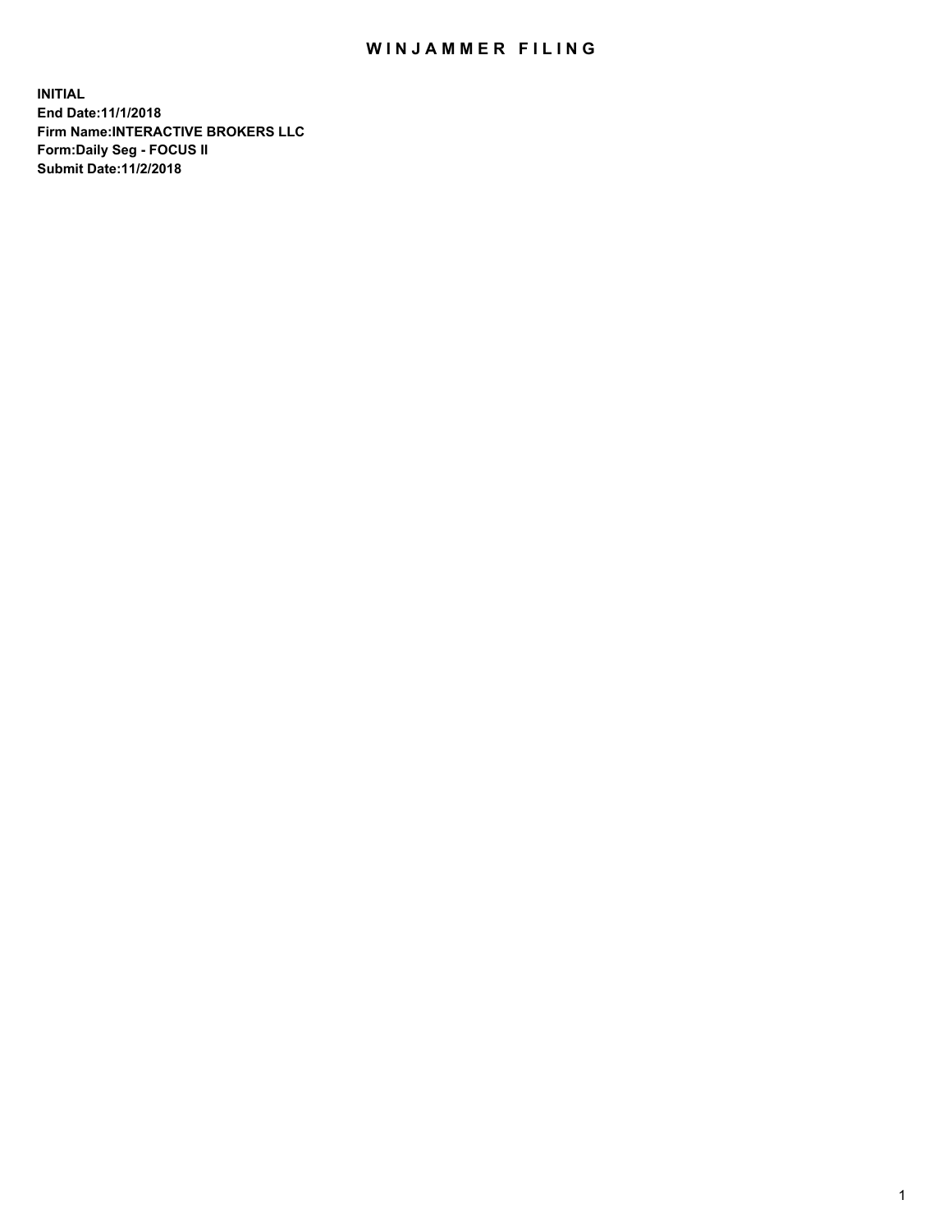# WINJAMMER FILING

**INITIAL**
**End Date:11/1/2018**
**Firm Name:INTERACTIVE BROKERS LLC**
**Form:Daily Seg - FOCUS II**
**Submit Date:11/2/2018**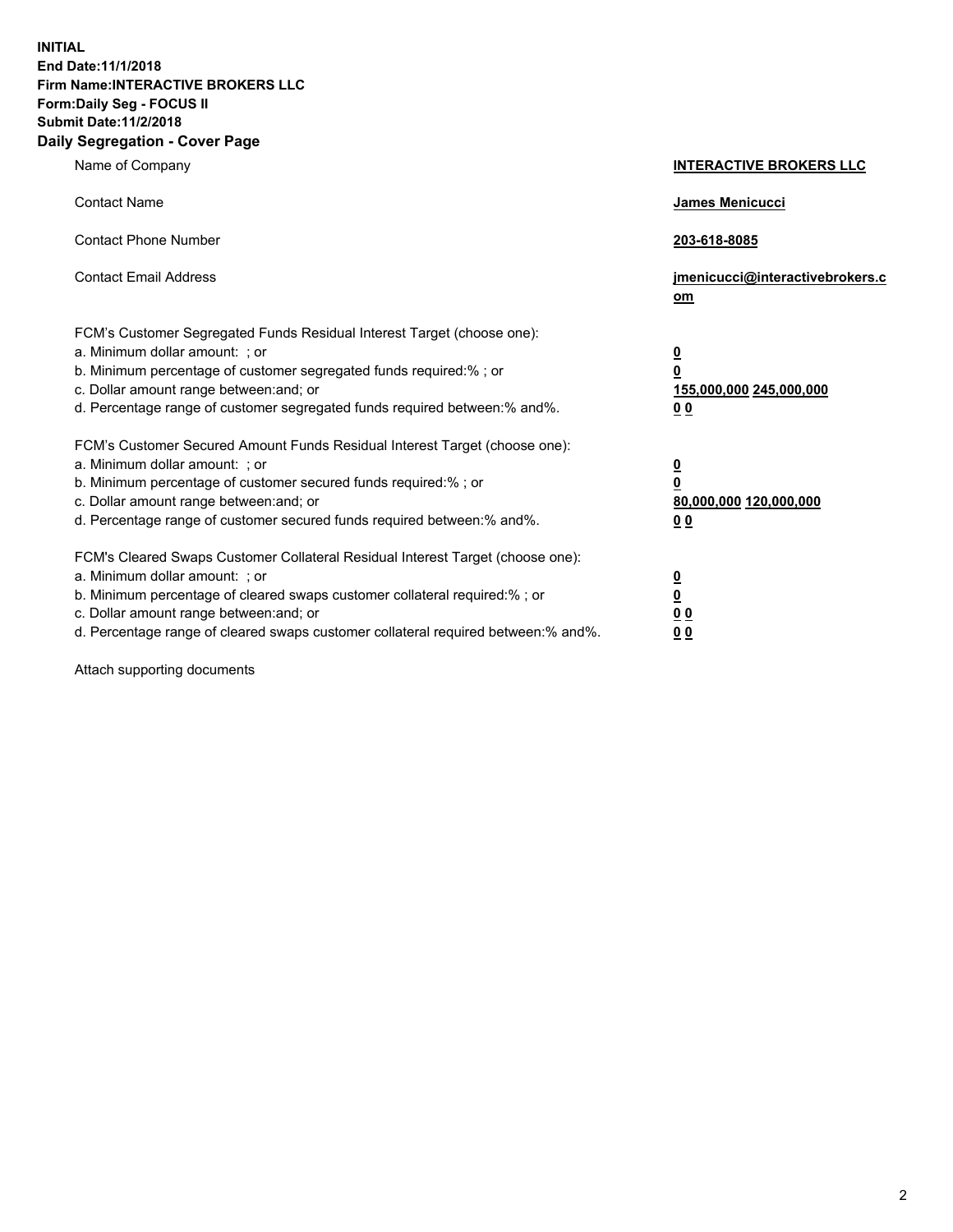**INITIAL**
**End Date:11/1/2018**
**Firm Name:INTERACTIVE BROKERS LLC**
**Form:Daily Seg - FOCUS II**
**Submit Date:11/2/2018**

## Daily Segregation - Cover Page

| | |
|---|---|
| Name of Company | **INTERACTIVE BROKERS LLC** |
| Contact Name | **James Menicucci** |
| Contact Phone Number | **203-618-8085** |
| Contact Email Address | **jmenicucci@interactivebrokers.com** |
| FCM's Customer Segregated Funds Residual Interest Target (choose one): | |
| a. Minimum dollar amount: ; or | **0** |
| b. Minimum percentage of customer segregated funds required:% ; or | **0** |
| c. Dollar amount range between:and; or | **155,000,000 245,000,000** |
| d. Percentage range of customer segregated funds required between:% and%. | **0 0** |
| FCM's Customer Secured Amount Funds Residual Interest Target (choose one): | |
| a. Minimum dollar amount: ; or | **0** |
| b. Minimum percentage of customer secured funds required:% ; or | **0** |
| c. Dollar amount range between:and; or | **80,000,000 120,000,000** |
| d. Percentage range of customer secured funds required between:% and%. | **0 0** |
| FCM's Cleared Swaps Customer Collateral Residual Interest Target (choose one): | |
| a. Minimum dollar amount: ; or | **0** |
| b. Minimum percentage of cleared swaps customer collateral required:% ; or | **0** |
| c. Dollar amount range between:and; or | **0 0** |
| d. Percentage range of cleared swaps customer collateral required between:% and%. | **0 0** |

Attach supporting documents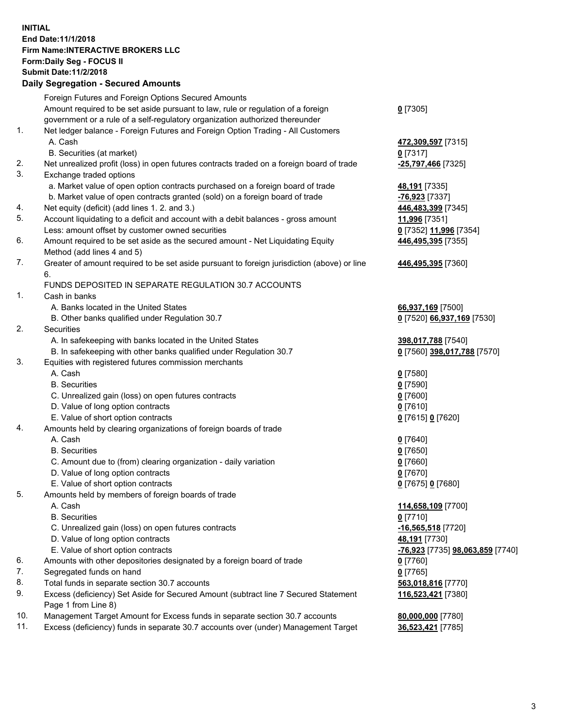**INITIAL**
**End Date:11/1/2018**
**Firm Name:INTERACTIVE BROKERS LLC**
**Form:Daily Seg - FOCUS II**
**Submit Date:11/2/2018**

## Daily Segregation - Secured Amounts

| | | |
|---|---|---|
| | Foreign Futures and Foreign Options Secured Amounts | |
| | Amount required to be set aside pursuant to law, rule or regulation of a foreign government or a rule of a self-regulatory organization authorized thereunder | **0** [7305] |
| 1. | Net ledger balance - Foreign Futures and Foreign Option Trading - All Customers | |
| | A. Cash | **472,309,597** [7315] |
| | B. Securities (at market) | **0** [7317] |
| 2. | Net unrealized profit (loss) in open futures contracts traded on a foreign board of trade | **-25,797,466** [7325] |
| 3. | Exchange traded options | |
| | a. Market value of open option contracts purchased on a foreign board of trade | **48,191** [7335] |
| | b. Market value of open contracts granted (sold) on a foreign board of trade | **-76,923** [7337] |
| 4. | Net equity (deficit) (add lines 1. 2. and 3.) | **446,483,399** [7345] |
| 5. | Account liquidating to a deficit and account with a debit balances - gross amount | **11,996** [7351] |
| | Less: amount offset by customer owned securities | **0** [7352] **11,996** [7354] |
| 6. | Amount required to be set aside as the secured amount - Net Liquidating Equity Method (add lines 4 and 5) | **446,495,395** [7355] |
| 7. | Greater of amount required to be set aside pursuant to foreign jurisdiction (above) or line 6. | **446,495,395** [7360] |
| | FUNDS DEPOSITED IN SEPARATE REGULATION 30.7 ACCOUNTS | |
| 1. | Cash in banks | |
| | A. Banks located in the United States | **66,937,169** [7500] |
| | B. Other banks qualified under Regulation 30.7 | **0** [7520] **66,937,169** [7530] |
| 2. | Securities | |
| | A. In safekeeping with banks located in the United States | **398,017,788** [7540] |
| | B. In safekeeping with other banks qualified under Regulation 30.7 | **0** [7560] **398,017,788** [7570] |
| 3. | Equities with registered futures commission merchants | |
| | A. Cash | **0** [7580] |
| | B. Securities | **0** [7590] |
| | C. Unrealized gain (loss) on open futures contracts | **0** [7600] |
| | D. Value of long option contracts | **0** [7610] |
| | E. Value of short option contracts | **0** [7615] **0** [7620] |
| 4. | Amounts held by clearing organizations of foreign boards of trade | |
| | A. Cash | **0** [7640] |
| | B. Securities | **0** [7650] |
| | C. Amount due to (from) clearing organization - daily variation | **0** [7660] |
| | D. Value of long option contracts | **0** [7670] |
| | E. Value of short option contracts | **0** [7675] **0** [7680] |
| 5. | Amounts held by members of foreign boards of trade | |
| | A. Cash | **114,658,109** [7700] |
| | B. Securities | **0** [7710] |
| | C. Unrealized gain (loss) on open futures contracts | **-16,565,518** [7720] |
| | D. Value of long option contracts | **48,191** [7730] |
| | E. Value of short option contracts | **-76,923** [7735] **98,063,859** [7740] |
| 6. | Amounts with other depositories designated by a foreign board of trade | **0** [7760] |
| 7. | Segregated funds on hand | **0** [7765] |
| 8. | Total funds in separate section 30.7 accounts | **563,018,816** [7770] |
| 9. | Excess (deficiency) Set Aside for Secured Amount (subtract line 7 Secured Statement Page 1 from Line 8) | **116,523,421** [7380] |
| 10. | Management Target Amount for Excess funds in separate section 30.7 accounts | **80,000,000** [7780] |
| 11. | Excess (deficiency) funds in separate 30.7 accounts over (under) Management Target | **36,523,421** [7785] |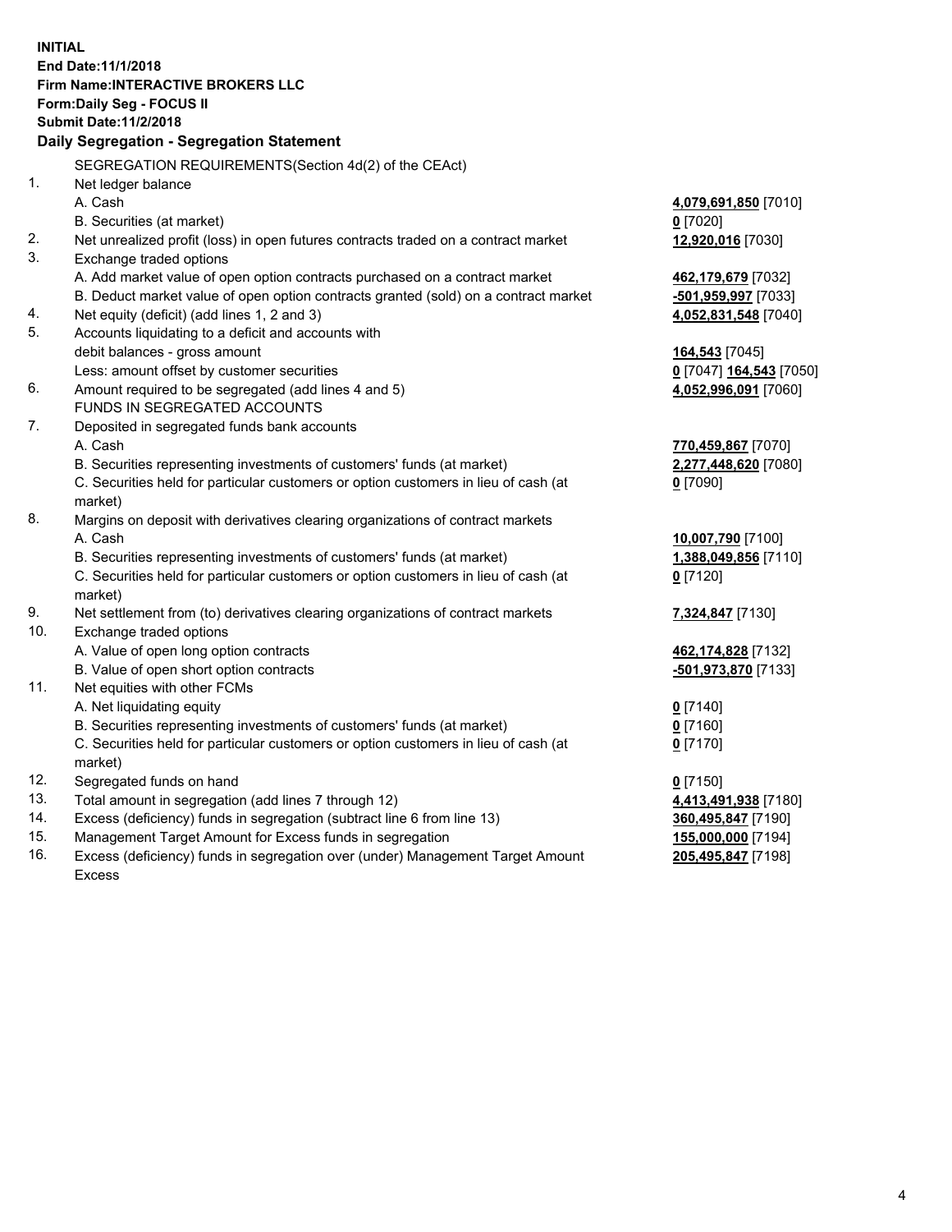**INITIAL**
**End Date:11/1/2018**
**Firm Name:INTERACTIVE BROKERS LLC**
**Form:Daily Seg - FOCUS II**
**Submit Date:11/2/2018**

**Daily Segregation - Segregation Statement**

SEGREGATION REQUIREMENTS(Section 4d(2) of the CEAct)

| | | |
|---|---|---|
| 1. | Net ledger balance | |
| | A. Cash | **4,079,691,850** [7010] |
| | B. Securities (at market) | **0** [7020] |
| 2. | Net unrealized profit (loss) in open futures contracts traded on a contract market | **12,920,016** [7030] |
| 3. | Exchange traded options | |
| | A. Add market value of open option contracts purchased on a contract market | **462,179,679** [7032] |
| | B. Deduct market value of open option contracts granted (sold) on a contract market | **-501,959,997** [7033] |
| 4. | Net equity (deficit) (add lines 1, 2 and 3) | **4,052,831,548** [7040] |
| 5. | Accounts liquidating to a deficit and accounts with debit balances - gross amount | **164,543** [7045] |
| | Less: amount offset by customer securities | **0** [7047] **164,543** [7050] |
| 6. | Amount required to be segregated (add lines 4 and 5) | **4,052,996,091** [7060] |
| | FUNDS IN SEGREGATED ACCOUNTS | |
| 7. | Deposited in segregated funds bank accounts | |
| | A. Cash | **770,459,867** [7070] |
| | B. Securities representing investments of customers' funds (at market) | **2,277,448,620** [7080] |
| | C. Securities held for particular customers or option customers in lieu of cash (at market) | **0** [7090] |
| 8. | Margins on deposit with derivatives clearing organizations of contract markets | |
| | A. Cash | **10,007,790** [7100] |
| | B. Securities representing investments of customers' funds (at market) | **1,388,049,856** [7110] |
| | C. Securities held for particular customers or option customers in lieu of cash (at market) | **0** [7120] |
| 9. | Net settlement from (to) derivatives clearing organizations of contract markets | **7,324,847** [7130] |
| 10. | Exchange traded options | |
| | A. Value of open long option contracts | **462,174,828** [7132] |
| | B. Value of open short option contracts | **-501,973,870** [7133] |
| 11. | Net equities with other FCMs | |
| | A. Net liquidating equity | **0** [7140] |
| | B. Securities representing investments of customers' funds (at market) | **0** [7160] |
| | C. Securities held for particular customers or option customers in lieu of cash (at market) | **0** [7170] |
| 12. | Segregated funds on hand | **0** [7150] |
| 13. | Total amount in segregation (add lines 7 through 12) | **4,413,491,938** [7180] |
| 14. | Excess (deficiency) funds in segregation (subtract line 6 from line 13) | **360,495,847** [7190] |
| 15. | Management Target Amount for Excess funds in segregation | **155,000,000** [7194] |
| 16. | Excess (deficiency) funds in segregation over (under) Management Target Amount Excess | **205,495,847** [7198] |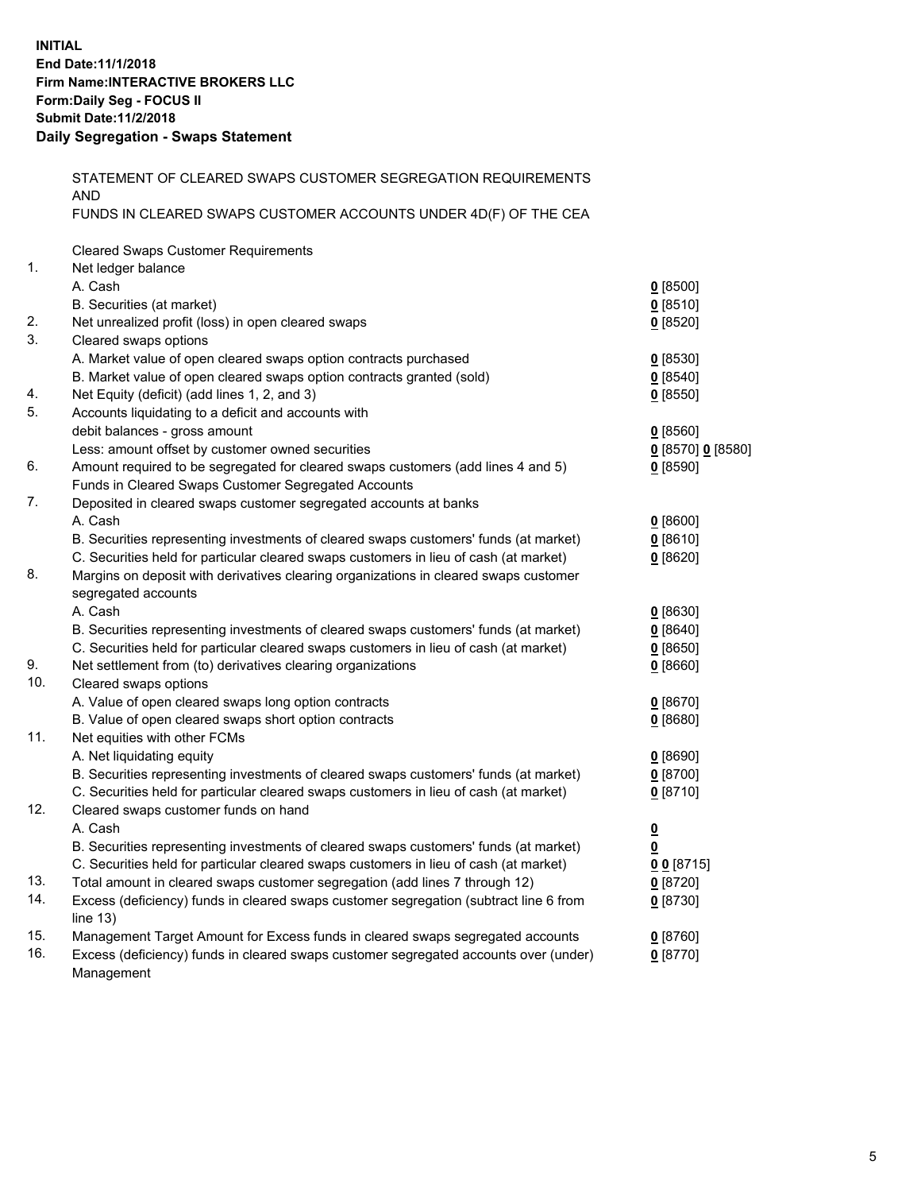**INITIAL**
**End Date:11/1/2018**
**Firm Name:INTERACTIVE BROKERS LLC**
**Form:Daily Seg - FOCUS II**
**Submit Date:11/2/2018**
**Daily Segregation - Swaps Statement**

STATEMENT OF CLEARED SWAPS CUSTOMER SEGREGATION REQUIREMENTS AND FUNDS IN CLEARED SWAPS CUSTOMER ACCOUNTS UNDER 4D(F) OF THE CEA

| | | |
|---|---|---|
| | Cleared Swaps Customer Requirements | |
| 1. | Net ledger balance | |
| | A. Cash | **0** [8500] |
| | B. Securities (at market) | **0** [8510] |
| 2. | Net unrealized profit (loss) in open cleared swaps | **0** [8520] |
| 3. | Cleared swaps options | |
| | A. Market value of open cleared swaps option contracts purchased | **0** [8530] |
| | B. Market value of open cleared swaps option contracts granted (sold) | **0** [8540] |
| 4. | Net Equity (deficit) (add lines 1, 2, and 3) | **0** [8550] |
| 5. | Accounts liquidating to a deficit and accounts with debit balances - gross amount | **0** [8560] |
| | Less: amount offset by customer owned securities | **0** [8570] **0** [8580] |
| 6. | Amount required to be segregated for cleared swaps customers (add lines 4 and 5) | **0** [8590] |
| | Funds in Cleared Swaps Customer Segregated Accounts | |
| 7. | Deposited in cleared swaps customer segregated accounts at banks | |
| | A. Cash | **0** [8600] |
| | B. Securities representing investments of cleared swaps customers' funds (at market) | **0** [8610] |
| | C. Securities held for particular cleared swaps customers in lieu of cash (at market) | **0** [8620] |
| 8. | Margins on deposit with derivatives clearing organizations in cleared swaps customer segregated accounts | |
| | A. Cash | **0** [8630] |
| | B. Securities representing investments of cleared swaps customers' funds (at market) | **0** [8640] |
| | C. Securities held for particular cleared swaps customers in lieu of cash (at market) | **0** [8650] |
| 9. | Net settlement from (to) derivatives clearing organizations | **0** [8660] |
| 10. | Cleared swaps options | |
| | A. Value of open cleared swaps long option contracts | **0** [8670] |
| | B. Value of open cleared swaps short option contracts | **0** [8680] |
| 11. | Net equities with other FCMs | |
| | A. Net liquidating equity | **0** [8690] |
| | B. Securities representing investments of cleared swaps customers' funds (at market) | **0** [8700] |
| | C. Securities held for particular cleared swaps customers in lieu of cash (at market) | **0** [8710] |
| 12. | Cleared swaps customer funds on hand | |
| | A. Cash | **0** |
| | B. Securities representing investments of cleared swaps customers' funds (at market) | **0** |
| | C. Securities held for particular cleared swaps customers in lieu of cash (at market) | **0** **0** [8715] |
| 13. | Total amount in cleared swaps customer segregation (add lines 7 through 12) | **0** [8720] |
| 14. | Excess (deficiency) funds in cleared swaps customer segregation (subtract line 6 from line 13) | **0** [8730] |
| 15. | Management Target Amount for Excess funds in cleared swaps segregated accounts | **0** [8760] |
| 16. | Excess (deficiency) funds in cleared swaps customer segregated accounts over (under) Management | **0** [8770] |